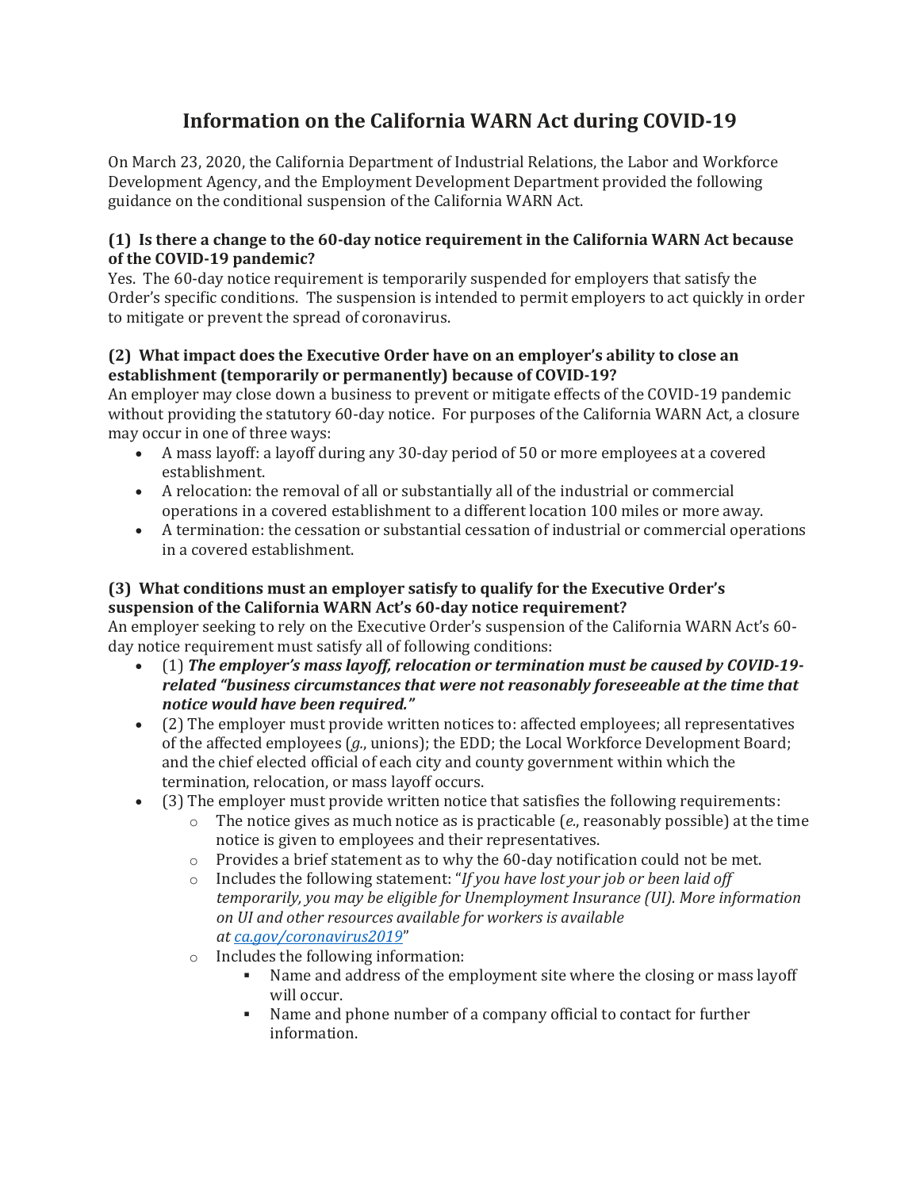# Information on the California WARN Act during COVID-19

On March 23, 2020, the California Department of Industrial Relations, the Labor and Workforce Development Agency, and the Employment Development Department provided the following guidance on the conditional suspension of the California WARN Act.

### (1) Is there a change to the 60-day notice requirement in the California WARN Act because of the COVID-19 pandemic?

Yes. The 60-day notice requirement is temporarily suspended for employers that satisfy the Order's specific conditions. The suspension is intended to permit employers to act quickly in order to mitigate or prevent the spread of coronavirus.

### (2) What impact does the Executive Order have on an employer's ability to close an establishment (temporarily or permanently) because of COVID-19?

An employer may close down a business to prevent or mitigate effects of the COVID-19 pandemic without providing the statutory 60-day notice. For purposes of the California WARN Act, a closure may occur in one of three ways:

- A mass layoff: a layoff during any 30-day period of 50 or more employees at a covered establishment.
- A relocation: the removal of all or substantially all of the industrial or commercial operations in a covered establishment to a different location 100 miles or more away.
- A termination: the cessation or substantial cessation of industrial or commercial operations in a covered establishment.

### (3) What conditions must an employer satisfy to qualify for the Executive Order's suspension of the California WARN Act's 60-day notice requirement?

An employer seeking to rely on the Executive Order's suspension of the California WARN Act's 60-day notice requirement must satisfy all of following conditions:

- (1) ***The employer's mass layoff, relocation or termination must be caused by COVID-19-related "business circumstances that were not reasonably foreseeable at the time that notice would have been required."***
- (2) The employer must provide written notices to: affected employees; all representatives of the affected employees (*g.*, unions); the EDD; the Local Workforce Development Board; and the chief elected official of each city and county government within which the termination, relocation, or mass layoff occurs.
- (3) The employer must provide written notice that satisfies the following requirements:
  - The notice gives as much notice as is practicable (*e.*, reasonably possible) at the time notice is given to employees and their representatives.
  - Provides a brief statement as to why the 60-day notification could not be met.
  - Includes the following statement: "*If you have lost your job or been laid off temporarily, you may be eligible for Unemployment Insurance (UI). More information on UI and other resources available for workers is available at [ca.gov/coronavirus2019](ca.gov/coronavirus2019)*"
  - Includes the following information:
    - Name and address of the employment site where the closing or mass layoff will occur.
    - Name and phone number of a company official to contact for further information.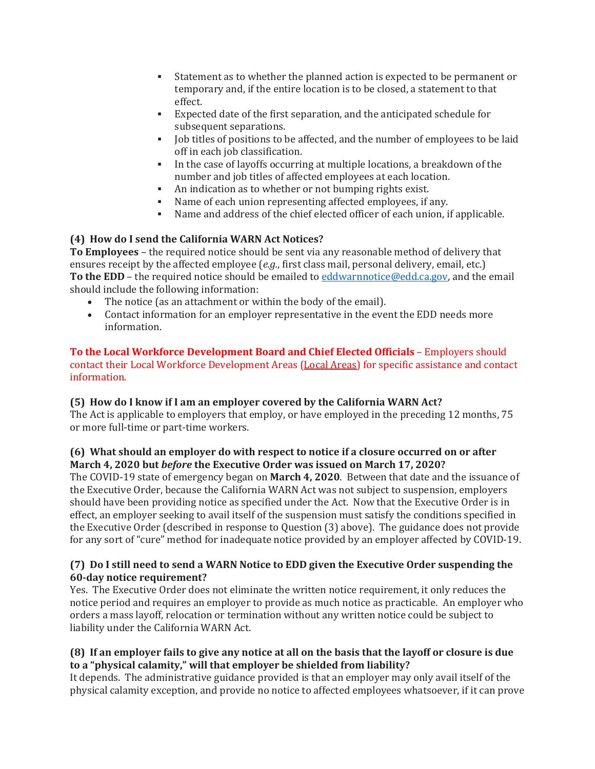- Statement as to whether the planned action is expected to be permanent or temporary and, if the entire location is to be closed, a statement to that effect.
- Expected date of the first separation, and the anticipated schedule for subsequent separations.
- Job titles of positions to be affected, and the number of employees to be laid off in each job classification.
- In the case of layoffs occurring at multiple locations, a breakdown of the number and job titles of affected employees at each location.
- An indication as to whether or not bumping rights exist.
- Name of each union representing affected employees, if any.
- Name and address of the chief elected officer of each union, if applicable.

**(4) How do I send the California WARN Act Notices?**

**To Employees** – the required notice should be sent via any reasonable method of delivery that ensures receipt by the affected employee (*e.g.*, first class mail, personal delivery, email, etc.)
**To the EDD** – the required notice should be emailed to eddwarnnotice@edd.ca.gov, and the email should include the following information:

- The notice (as an attachment or within the body of the email).
- Contact information for an employer representative in the event the EDD needs more information.

**To the Local Workforce Development Board and Chief Elected Officials** – Employers should contact their Local Workforce Development Areas (Local Areas) for specific assistance and contact information.

**(5) How do I know if I am an employer covered by the California WARN Act?**

The Act is applicable to employers that employ, or have employed in the preceding 12 months, 75 or more full-time or part-time workers.

**(6) What should an employer do with respect to notice if a closure occurred on or after March 4, 2020 but *before* the Executive Order was issued on March 17, 2020?**

The COVID-19 state of emergency began on **March 4, 2020**. Between that date and the issuance of the Executive Order, because the California WARN Act was not subject to suspension, employers should have been providing notice as specified under the Act. Now that the Executive Order is in effect, an employer seeking to avail itself of the suspension must satisfy the conditions specified in the Executive Order (described in response to Question (3) above). The guidance does not provide for any sort of "cure" method for inadequate notice provided by an employer affected by COVID-19.

**(7) Do I still need to send a WARN Notice to EDD given the Executive Order suspending the 60-day notice requirement?**

Yes. The Executive Order does not eliminate the written notice requirement, it only reduces the notice period and requires an employer to provide as much notice as practicable. An employer who orders a mass layoff, relocation or termination without any written notice could be subject to liability under the California WARN Act.

**(8) If an employer fails to give any notice at all on the basis that the layoff or closure is due to a "physical calamity," will that employer be shielded from liability?**

It depends. The administrative guidance provided is that an employer may only avail itself of the physical calamity exception, and provide no notice to affected employees whatsoever, if it can prove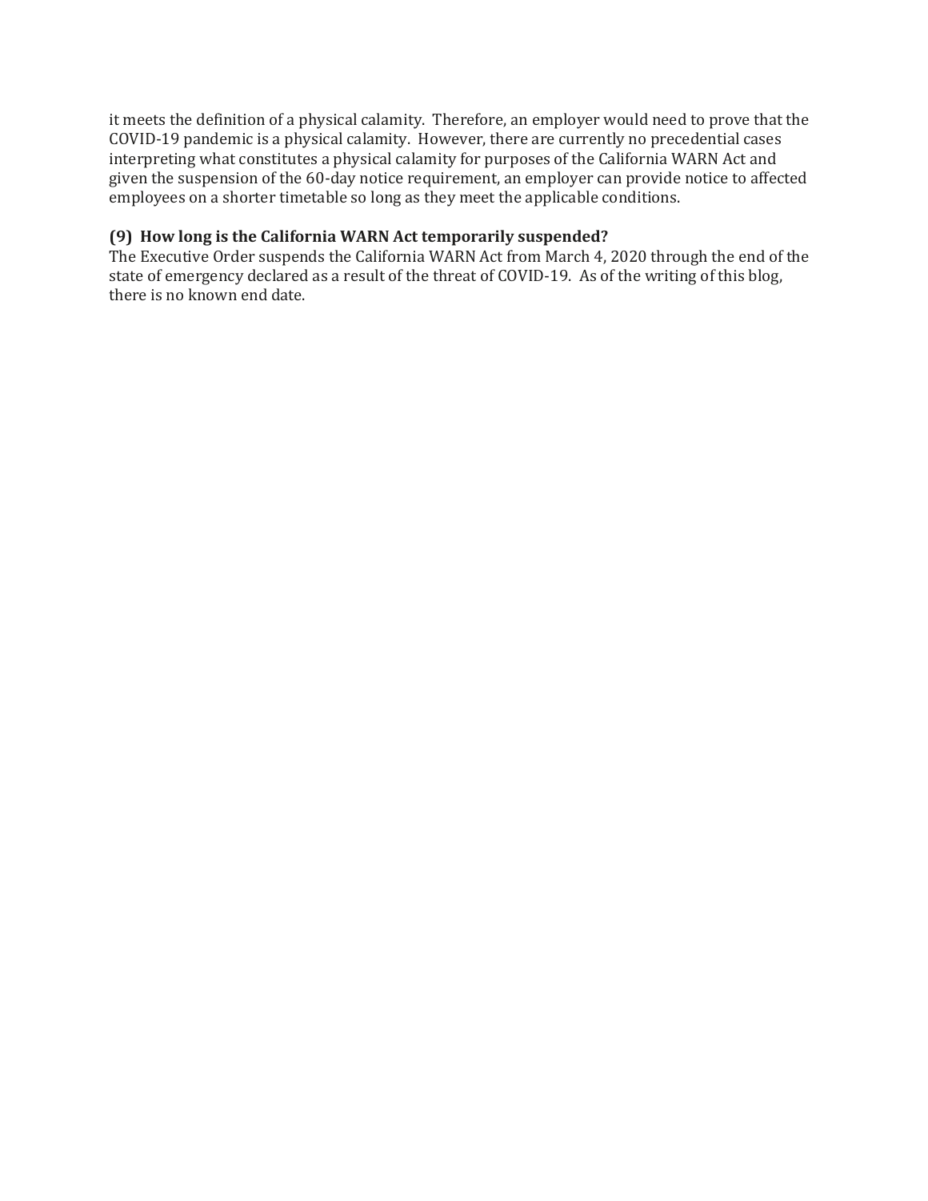it meets the definition of a physical calamity. Therefore, an employer would need to prove that the COVID-19 pandemic is a physical calamity. However, there are currently no precedential cases interpreting what constitutes a physical calamity for purposes of the California WARN Act and given the suspension of the 60-day notice requirement, an employer can provide notice to affected employees on a shorter timetable so long as they meet the applicable conditions.

**(9) How long is the California WARN Act temporarily suspended?**

The Executive Order suspends the California WARN Act from March 4, 2020 through the end of the state of emergency declared as a result of the threat of COVID-19. As of the writing of this blog, there is no known end date.